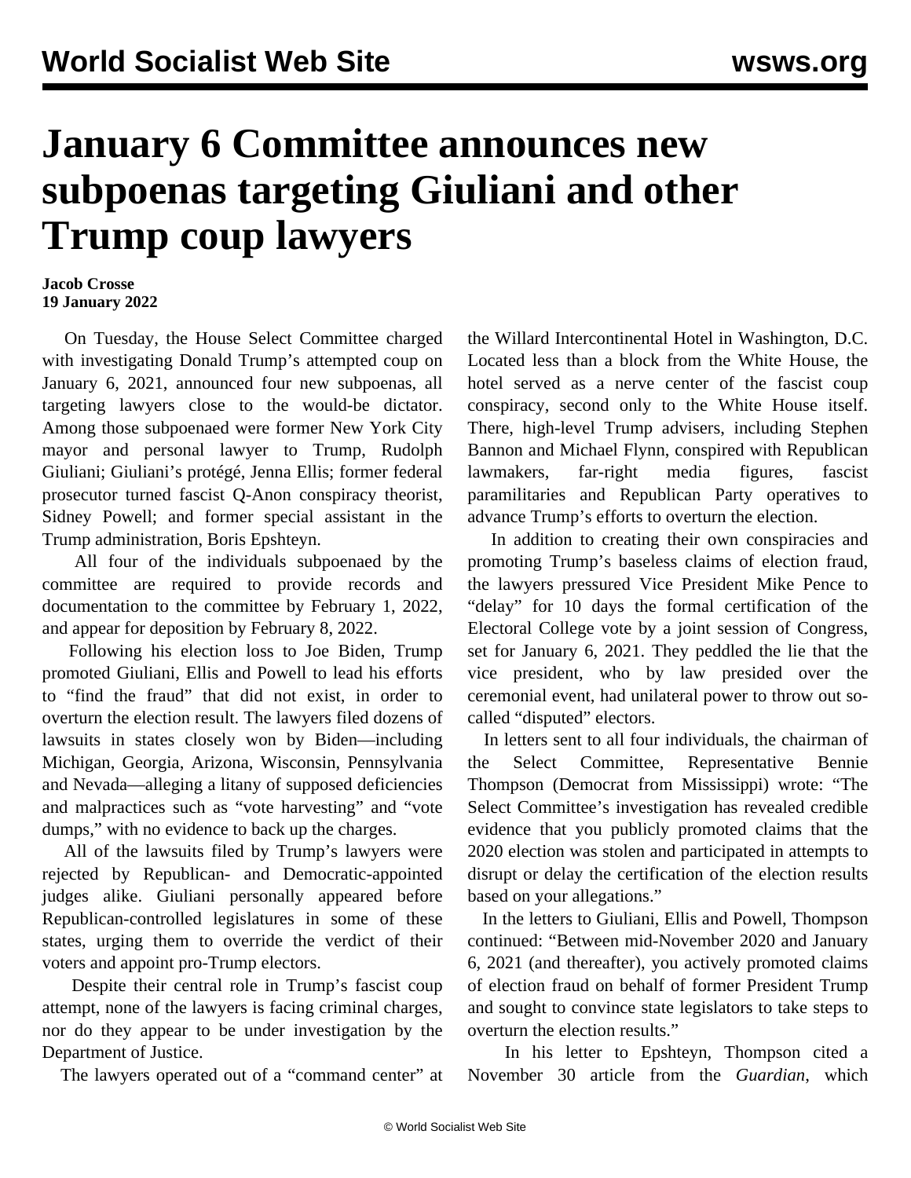# January 6 Committee announces new subpoenas targeting Giuliani and other Trump coup lawyers

**Jacob Crosse**
**19 January 2022**

On Tuesday, the House Select Committee charged with investigating Donald Trump's attempted coup on January 6, 2021, announced four new subpoenas, all targeting lawyers close to the would-be dictator. Among those subpoenaed were former New York City mayor and personal lawyer to Trump, Rudolph Giuliani; Giuliani's protégé, Jenna Ellis; former federal prosecutor turned fascist Q-Anon conspiracy theorist, Sidney Powell; and former special assistant in the Trump administration, Boris Epshteyn.

All four of the individuals subpoenaed by the committee are required to provide records and documentation to the committee by February 1, 2022, and appear for deposition by February 8, 2022.

Following his election loss to Joe Biden, Trump promoted Giuliani, Ellis and Powell to lead his efforts to "find the fraud" that did not exist, in order to overturn the election result. The lawyers filed dozens of lawsuits in states closely won by Biden—including Michigan, Georgia, Arizona, Wisconsin, Pennsylvania and Nevada—alleging a litany of supposed deficiencies and malpractices such as "vote harvesting" and "vote dumps," with no evidence to back up the charges.

All of the lawsuits filed by Trump's lawyers were rejected by Republican- and Democratic-appointed judges alike. Giuliani personally appeared before Republican-controlled legislatures in some of these states, urging them to override the verdict of their voters and appoint pro-Trump electors.

Despite their central role in Trump's fascist coup attempt, none of the lawyers is facing criminal charges, nor do they appear to be under investigation by the Department of Justice.

The lawyers operated out of a "command center" at the Willard Intercontinental Hotel in Washington, D.C. Located less than a block from the White House, the hotel served as a nerve center of the fascist coup conspiracy, second only to the White House itself. There, high-level Trump advisers, including Stephen Bannon and Michael Flynn, conspired with Republican lawmakers, far-right media figures, fascist paramilitaries and Republican Party operatives to advance Trump's efforts to overturn the election.

In addition to creating their own conspiracies and promoting Trump's baseless claims of election fraud, the lawyers pressured Vice President Mike Pence to "delay" for 10 days the formal certification of the Electoral College vote by a joint session of Congress, set for January 6, 2021. They peddled the lie that the vice president, who by law presided over the ceremonial event, had unilateral power to throw out so-called "disputed" electors.

In letters sent to all four individuals, the chairman of the Select Committee, Representative Bennie Thompson (Democrat from Mississippi) wrote: "The Select Committee's investigation has revealed credible evidence that you publicly promoted claims that the 2020 election was stolen and participated in attempts to disrupt or delay the certification of the election results based on your allegations."

In the letters to Giuliani, Ellis and Powell, Thompson continued: "Between mid-November 2020 and January 6, 2021 (and thereafter), you actively promoted claims of election fraud on behalf of former President Trump and sought to convince state legislators to take steps to overturn the election results."

In his letter to Epshteyn, Thompson cited a November 30 article from the *Guardian*, which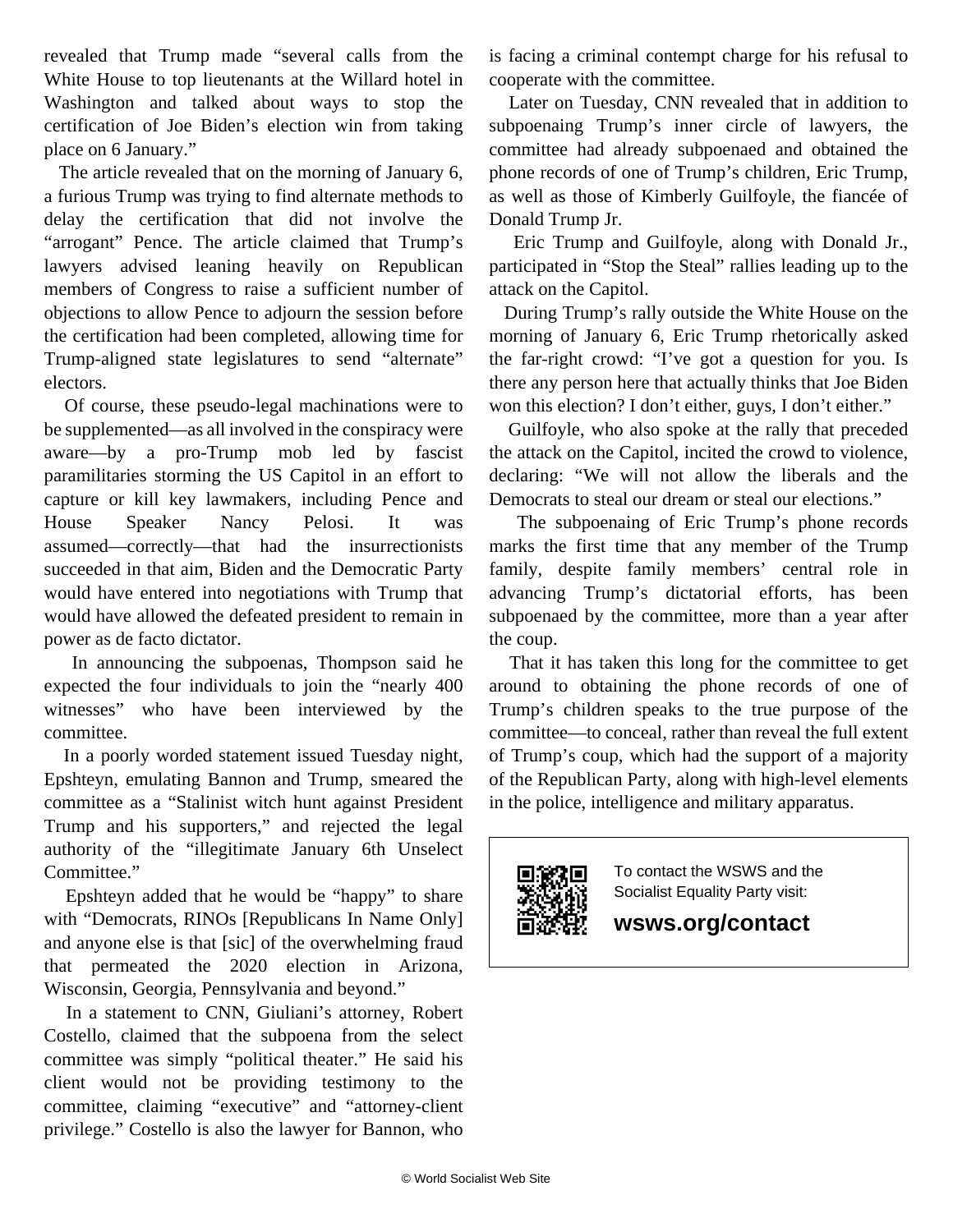revealed that Trump made "several calls from the White House to top lieutenants at the Willard hotel in Washington and talked about ways to stop the certification of Joe Biden's election win from taking place on 6 January."

The article revealed that on the morning of January 6, a furious Trump was trying to find alternate methods to delay the certification that did not involve the "arrogant" Pence. The article claimed that Trump's lawyers advised leaning heavily on Republican members of Congress to raise a sufficient number of objections to allow Pence to adjourn the session before the certification had been completed, allowing time for Trump-aligned state legislatures to send "alternate" electors.

Of course, these pseudo-legal machinations were to be supplemented—as all involved in the conspiracy were aware—by a pro-Trump mob led by fascist paramilitaries storming the US Capitol in an effort to capture or kill key lawmakers, including Pence and House Speaker Nancy Pelosi. It was assumed—correctly—that had the insurrectionists succeeded in that aim, Biden and the Democratic Party would have entered into negotiations with Trump that would have allowed the defeated president to remain in power as de facto dictator.

In announcing the subpoenas, Thompson said he expected the four individuals to join the "nearly 400 witnesses" who have been interviewed by the committee.

In a poorly worded statement issued Tuesday night, Epshteyn, emulating Bannon and Trump, smeared the committee as a "Stalinist witch hunt against President Trump and his supporters," and rejected the legal authority of the "illegitimate January 6th Unselect Committee."

Epshteyn added that he would be "happy" to share with "Democrats, RINOs [Republicans In Name Only] and anyone else is that [sic] of the overwhelming fraud that permeated the 2020 election in Arizona, Wisconsin, Georgia, Pennsylvania and beyond."

In a statement to CNN, Giuliani's attorney, Robert Costello, claimed that the subpoena from the select committee was simply "political theater." He said his client would not be providing testimony to the committee, claiming "executive" and "attorney-client privilege." Costello is also the lawyer for Bannon, who is facing a criminal contempt charge for his refusal to cooperate with the committee.

Later on Tuesday, CNN revealed that in addition to subpoenaing Trump's inner circle of lawyers, the committee had already subpoenaed and obtained the phone records of one of Trump's children, Eric Trump, as well as those of Kimberly Guilfoyle, the fiancée of Donald Trump Jr.

Eric Trump and Guilfoyle, along with Donald Jr., participated in "Stop the Steal" rallies leading up to the attack on the Capitol.

During Trump's rally outside the White House on the morning of January 6, Eric Trump rhetorically asked the far-right crowd: "I've got a question for you. Is there any person here that actually thinks that Joe Biden won this election? I don't either, guys, I don't either."

Guilfoyle, who also spoke at the rally that preceded the attack on the Capitol, incited the crowd to violence, declaring: "We will not allow the liberals and the Democrats to steal our dream or steal our elections."

The subpoenaing of Eric Trump's phone records marks the first time that any member of the Trump family, despite family members' central role in advancing Trump's dictatorial efforts, has been subpoenaed by the committee, more than a year after the coup.

That it has taken this long for the committee to get around to obtaining the phone records of one of Trump's children speaks to the true purpose of the committee—to conceal, rather than reveal the full extent of Trump's coup, which had the support of a majority of the Republican Party, along with high-level elements in the police, intelligence and military apparatus.

To contact the WSWS and the Socialist Equality Party visit:

**wsws.org/contact**